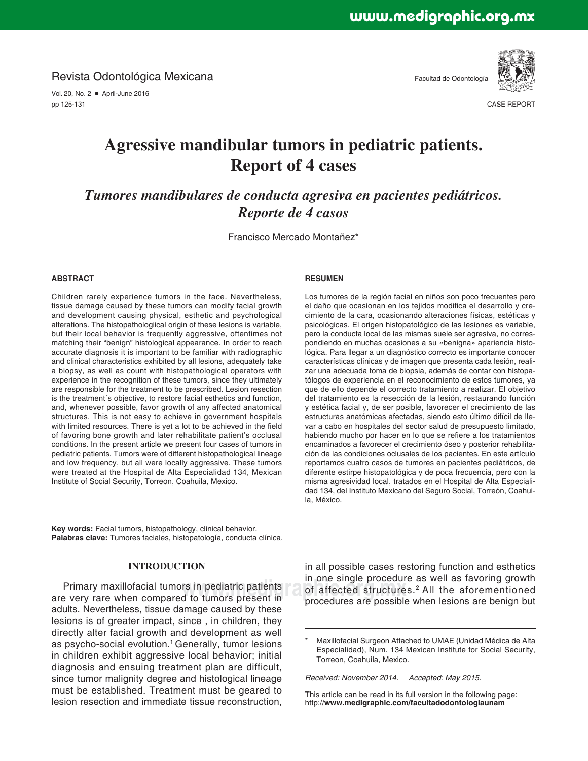Revista Odontológica Mexicana — Facultad de Odontología

CASE REPORT

# Agressive mandibular tumors in pediatric patients. Report of 4 cases

## *Tumores mandibulares de conducta agresiva en pacientes pediátricos. Reporte de 4 casos*

Francisco Mercado Montañez*

### ABSTRACT

Children rarely experience tumors in the face. Nevertheless, tissue damage caused by these tumors can modify facial growth and development causing physical, esthetic and psychological alterations. The histopathologiical origin of these lesions is variable, but their local behavior is frequently aggressive, oftentimes not matching their "benign" histological appearance. In order to reach accurate diagnosis it is important to be familiar with radiographic and clinical characteristics exhibited by all lesions, adequately take a biopsy, as well as count with histopathological operators with experience in the recognition of these tumors, since they ultimately are responsible for the treatment to be prescribed. Lesion resection is the treatment´s objective, to restore facial esthetics and function, and, whenever possible, favor growth of any affected anatomical structures. This is not easy to achieve in government hospitals with limited resources. There is yet a lot to be achieved in the field of favoring bone growth and later rehabilitate patient's occlusal conditions. In the present article we present four cases of tumors in pediatric patients. Tumors were of different histopathological lineage and low frequency, but all were locally aggressive. These tumors were treated at the Hospital de Alta Especialidad 134, Mexican Institute of Social Security, Torreon, Coahuila, Mexico.

### RESUMEN

Los tumores de la región facial en niños son poco frecuentes pero el daño que ocasionan en los tejidos modifica el desarrollo y crecimiento de la cara, ocasionando alteraciones físicas, estéticas y psicológicas. El origen histopatológico de las lesiones es variable, pero la conducta local de las mismas suele ser agresiva, no correspondiendo en muchas ocasiones a su «benigna» apariencia histológica. Para llegar a un diagnóstico correcto es importante conocer características clínicas y de imagen que presenta cada lesión, realizar una adecuada toma de biopsia, además de contar con histopatólogos de experiencia en el reconocimiento de estos tumores, ya que de ello depende el correcto tratamiento a realizar. El objetivo del tratamiento es la resección de la lesión, restaurando función y estética facial y, de ser posible, favorecer el crecimiento de las estructuras anatómicas afectadas, siendo esto último difícil de llevar a cabo en hospitales del sector salud de presupuesto limitado, habiendo mucho por hacer en lo que se refiere a los tratamientos encaminados a favorecer el crecimiento óseo y posterior rehabilitación de las condiciones oclusales de los pacientes. En este artículo reportamos cuatro casos de tumores en pacientes pediátricos, de diferente estirpe histopatológica y de poca frecuencia, pero con la misma agresividad local, tratados en el Hospital de Alta Especialidad 134, del Instituto Mexicano del Seguro Social, Torreón, Coahuila, México.

**Key words:** Facial tumors, histopathology, clinical behavior.
**Palabras clave:** Tumores faciales, histopatología, conducta clínica.

## INTRODUCTION

Primary maxillofacial tumors in pediatric patients are very rare when compared to tumors present in adults. Nevertheless, tissue damage caused by these lesions is of greater impact, since , in children, they directly alter facial growth and development as well as psycho-social evolution.[1] Generally, tumor lesions in children exhibit aggressive local behavior; initial diagnosis and ensuing treatment plan are difficult, since tumor malignity degree and histological lineage must be established. Treatment must be geared to lesion resection and immediate tissue reconstruction, in all possible cases restoring function and esthetics in one single procedure as well as favoring growth of affected structures.[2] All the aforementioned procedures are possible when lesions are benign but

\* Maxillofacial Surgeon Attached to UMAE (Unidad Médica de Alta Especialidad), Num. 134 Mexican Institute for Social Security, Torreon, Coahuila, Mexico.

*Received: November 2014. Accepted: May 2015.*

This article can be read in its full version in the following page: http://**www.medigraphic.com/facultadodontologiaunam**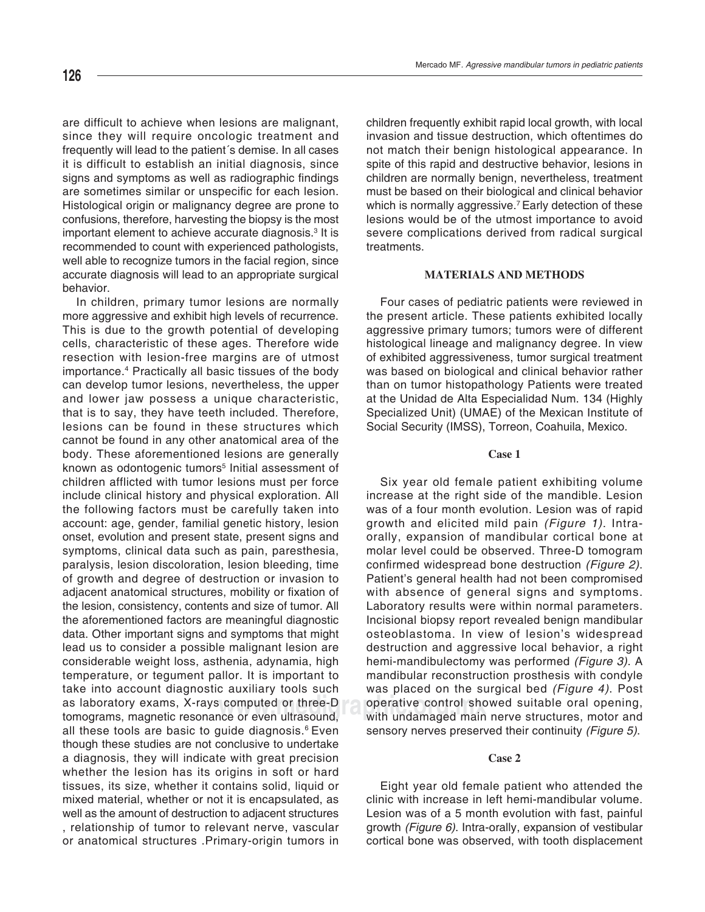are difficult to achieve when lesions are malignant, since they will require oncologic treatment and frequently will lead to the patient´s demise. In all cases it is difficult to establish an initial diagnosis, since signs and symptoms as well as radiographic findings are sometimes similar or unspecific for each lesion. Histological origin or malignancy degree are prone to confusions, therefore, harvesting the biopsy is the most important element to achieve accurate diagnosis.[3] It is recommended to count with experienced pathologists, well able to recognize tumors in the facial region, since accurate diagnosis will lead to an appropriate surgical behavior.

In children, primary tumor lesions are normally more aggressive and exhibit high levels of recurrence. This is due to the growth potential of developing cells, characteristic of these ages. Therefore wide resection with lesion-free margins are of utmost importance.[4] Practically all basic tissues of the body can develop tumor lesions, nevertheless, the upper and lower jaw possess a unique characteristic, that is to say, they have teeth included. Therefore, lesions can be found in these structures which cannot be found in any other anatomical area of the body. These aforementioned lesions are generally known as odontogenic tumors[5] Initial assessment of children afflicted with tumor lesions must per force include clinical history and physical exploration. All the following factors must be carefully taken into account: age, gender, familial genetic history, lesion onset, evolution and present state, present signs and symptoms, clinical data such as pain, paresthesia, paralysis, lesion discoloration, lesion bleeding, time of growth and degree of destruction or invasion to adjacent anatomical structures, mobility or fixation of the lesion, consistency, contents and size of tumor. All the aforementioned factors are meaningful diagnostic data. Other important signs and symptoms that might lead us to consider a possible malignant lesion are considerable weight loss, asthenia, adynamia, high temperature, or tegument pallor. It is important to take into account diagnostic auxiliary tools such as laboratory exams, X-rays computed or three-D tomograms, magnetic resonance or even ultrasound, all these tools are basic to guide diagnosis.[6] Even though these studies are not conclusive to undertake a diagnosis, they will indicate with great precision whether the lesion has its origins in soft or hard tissues, its size, whether it contains solid, liquid or mixed material, whether or not it is encapsulated, as well as the amount of destruction to adjacent structures , relationship of tumor to relevant nerve, vascular or anatomical structures .Primary-origin tumors in children frequently exhibit rapid local growth, with local invasion and tissue destruction, which oftentimes do not match their benign histological appearance. In spite of this rapid and destructive behavior, lesions in children are normally benign, nevertheless, treatment must be based on their biological and clinical behavior which is normally aggressive.[7] Early detection of these lesions would be of the utmost importance to avoid severe complications derived from radical surgical treatments.

## MATERIALS AND METHODS

Four cases of pediatric patients were reviewed in the present article. These patients exhibited locally aggressive primary tumors; tumors were of different histological lineage and malignancy degree. In view of exhibited aggressiveness, tumor surgical treatment was based on biological and clinical behavior rather than on tumor histopathology Patients were treated at the Unidad de Alta Especialidad Num. 134 (Highly Specialized Unit) (UMAE) of the Mexican Institute of Social Security (IMSS), Torreon, Coahuila, Mexico.

### Case 1

Six year old female patient exhibiting volume increase at the right side of the mandible. Lesion was of a four month evolution. Lesion was of rapid growth and elicited mild pain *(Figure 1)*. Intra-orally, expansion of mandibular cortical bone at molar level could be observed. Three-D tomogram confirmed widespread bone destruction *(Figure 2)*. Patient's general health had not been compromised with absence of general signs and symptoms. Laboratory results were within normal parameters. Incisional biopsy report revealed benign mandibular osteoblastoma. In view of lesion's widespread destruction and aggressive local behavior, a right hemi-mandibulectomy was performed *(Figure 3)*. A mandibular reconstruction prosthesis with condyle was placed on the surgical bed *(Figure 4)*. Post operative control showed suitable oral opening, with undamaged main nerve structures, motor and sensory nerves preserved their continuity *(Figure 5)*.

### Case 2

Eight year old female patient who attended the clinic with increase in left hemi-mandibular volume. Lesion was of a 5 month evolution with fast, painful growth *(Figure 6)*. Intra-orally, expansion of vestibular cortical bone was observed, with tooth displacement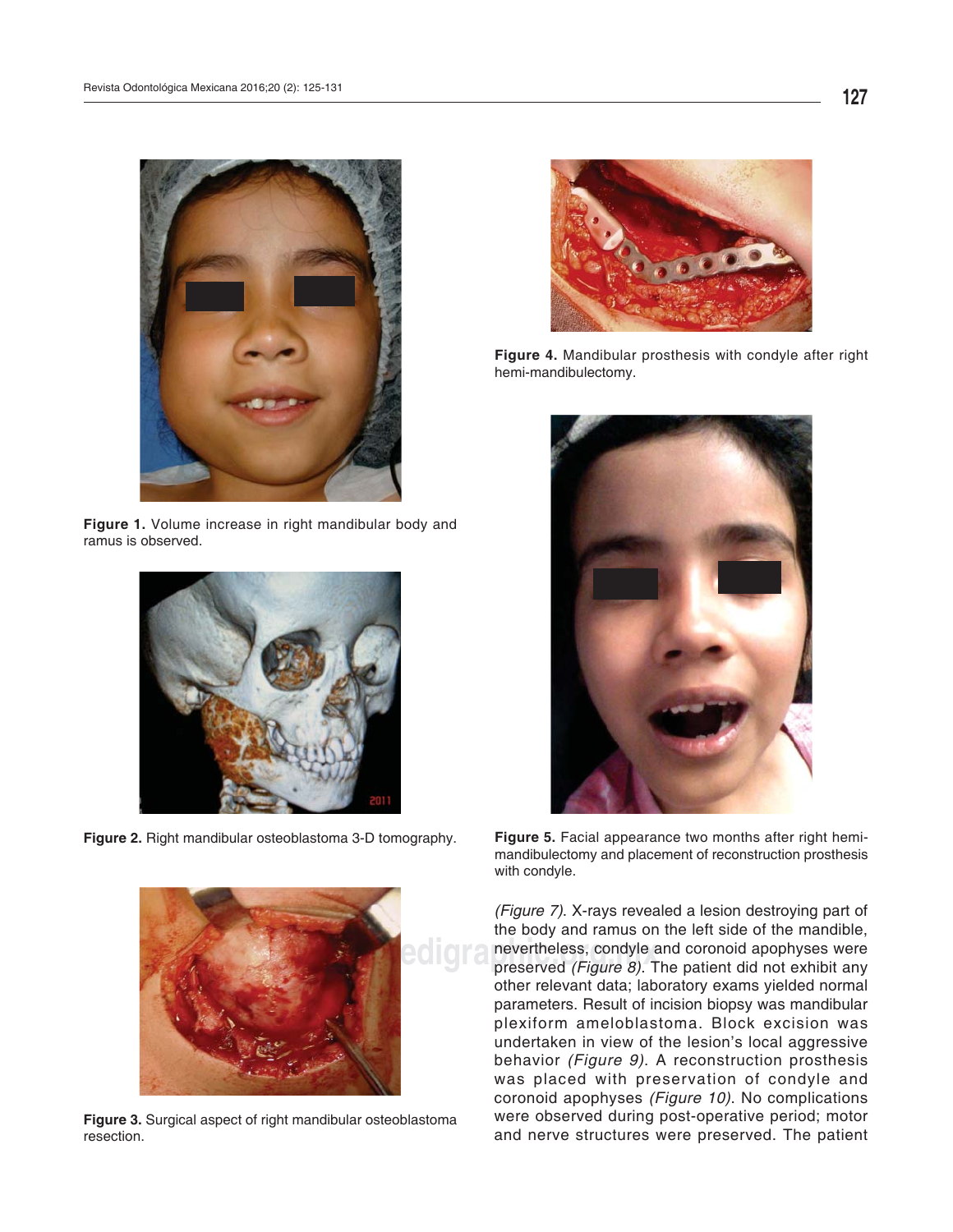Figure 1. Volume increase in right mandibular body and ramus is observed.

Figure 2. Right mandibular osteoblastoma 3-D tomography.

Figure 3. Surgical aspect of right mandibular osteoblastoma resection.

Figure 4. Mandibular prosthesis with condyle after right hemi-mandibulectomy.

Figure 5. Facial appearance two months after right hemi-mandibulectomy and placement of reconstruction prosthesis with condyle.

*(Figure 7)*. X-rays revealed a lesion destroying part of the body and ramus on the left side of the mandible, nevertheless, condyle and coronoid apophyses were preserved *(Figure 8)*. The patient did not exhibit any other relevant data; laboratory exams yielded normal parameters. Result of incision biopsy was mandibular plexiform ameloblastoma. Block excision was undertaken in view of the lesion's local aggressive behavior *(Figure 9)*. A reconstruction prosthesis was placed with preservation of condyle and coronoid apophyses *(Figure 10)*. No complications were observed during post-operative period; motor and nerve structures were preserved. The patient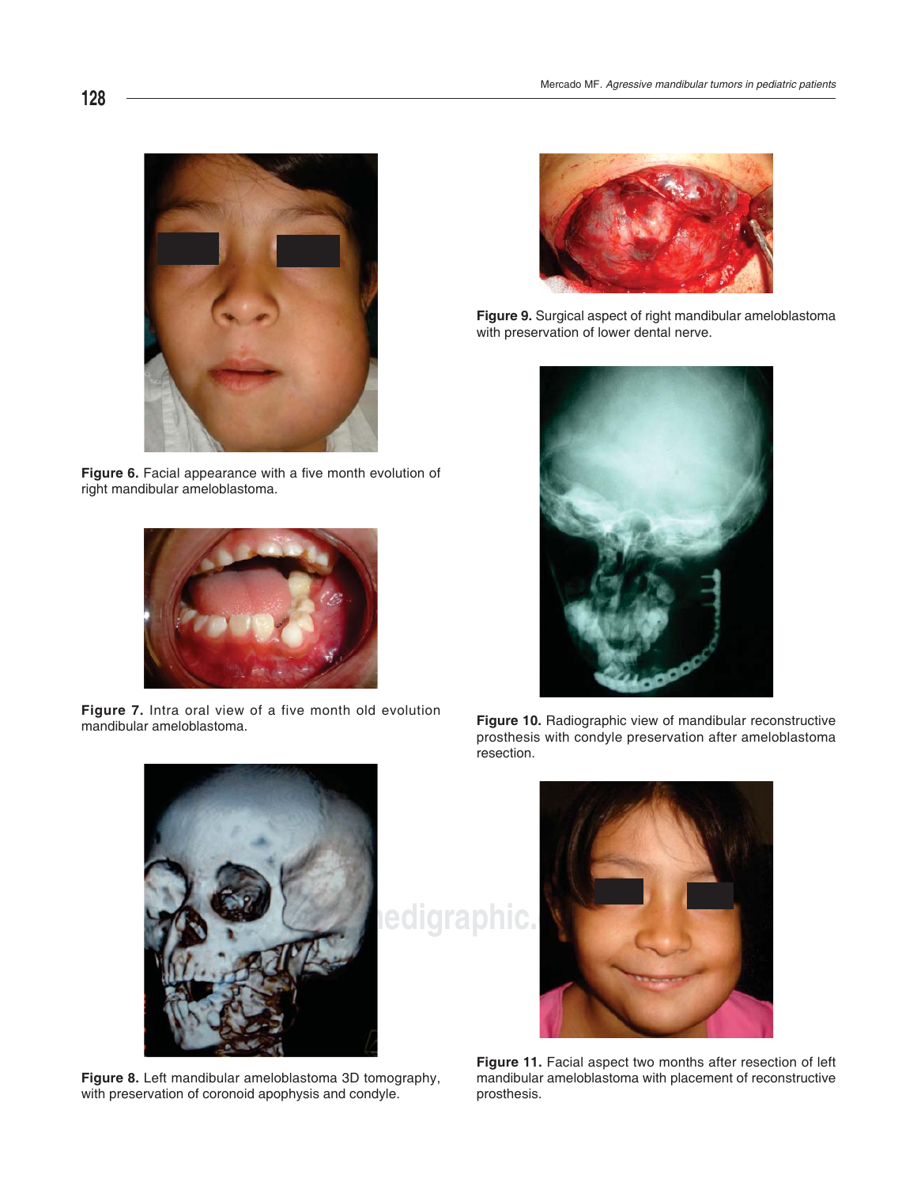Figure 6. Facial appearance with a five month evolution of right mandibular ameloblastoma.

Figure 7. Intra oral view of a five month old evolution mandibular ameloblastoma.

Figure 8. Left mandibular ameloblastoma 3D tomography, with preservation of coronoid apophysis and condyle.

Figure 9. Surgical aspect of right mandibular ameloblastoma with preservation of lower dental nerve.

Figure 10. Radiographic view of mandibular reconstructive prosthesis with condyle preservation after ameloblastoma resection.

Figure 11. Facial aspect two months after resection of left mandibular ameloblastoma with placement of reconstructive prosthesis.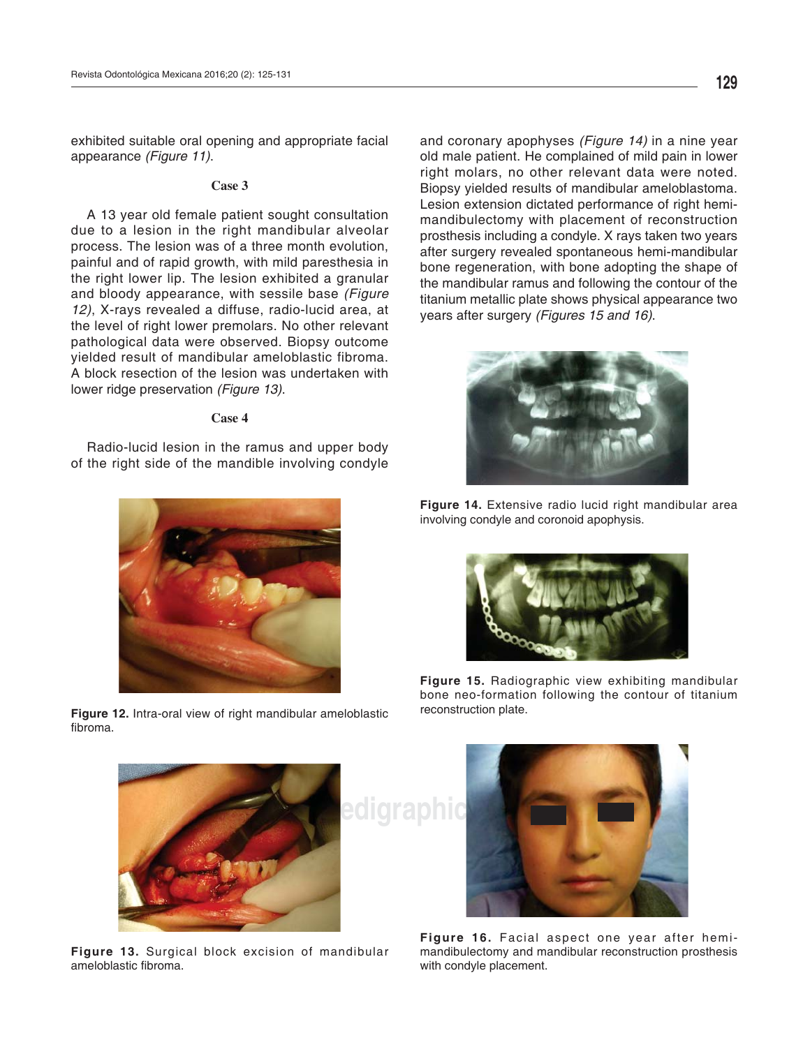exhibited suitable oral opening and appropriate facial appearance *(Figure 11)*.

### Case 3

A 13 year old female patient sought consultation due to a lesion in the right mandibular alveolar process. The lesion was of a three month evolution, painful and of rapid growth, with mild paresthesia in the right lower lip. The lesion exhibited a granular and bloody appearance, with sessile base *(Figure 12)*, X-rays revealed a diffuse, radio-lucid area, at the level of right lower premolars. No other relevant pathological data were observed. Biopsy outcome yielded result of mandibular ameloblastic fibroma. A block resection of the lesion was undertaken with lower ridge preservation *(Figure 13)*.

**Figure 12.** Intra-oral view of right mandibular ameloblastic fibroma.

**Figure 13.** Surgical block excision of mandibular ameloblastic fibroma.

### Case 4

Radio-lucid lesion in the ramus and upper body of the right side of the mandible involving condyle and coronary apophyses *(Figure 14)* in a nine year old male patient. He complained of mild pain in lower right molars, no other relevant data were noted. Biopsy yielded results of mandibular ameloblastoma. Lesion extension dictated performance of right hemi-mandibulectomy with placement of reconstruction prosthesis including a condyle. X rays taken two years after surgery revealed spontaneous hemi-mandibular bone regeneration, with bone adopting the shape of the mandibular ramus and following the contour of the titanium metallic plate shows physical appearance two years after surgery *(Figures 15 and 16)*.

**Figure 14.** Extensive radio lucid right mandibular area involving condyle and coronoid apophysis.

**Figure 15.** Radiographic view exhibiting mandibular bone neo-formation following the contour of titanium reconstruction plate.

**Figure 16.** Facial aspect one year after hemi-mandibulectomy and mandibular reconstruction prosthesis with condyle placement.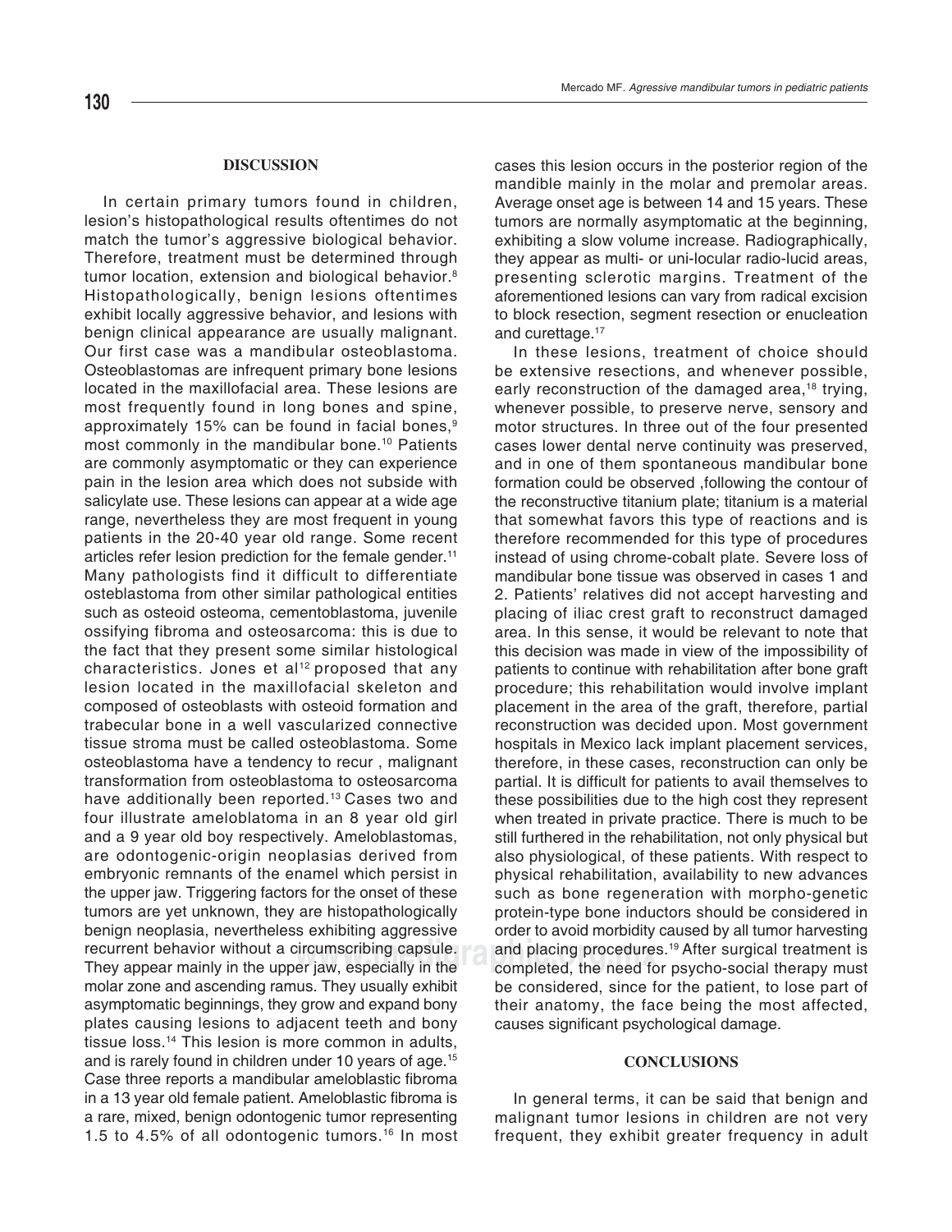## DISCUSSION

In certain primary tumors found in children, lesion's histopathological results oftentimes do not match the tumor's aggressive biological behavior. Therefore, treatment must be determined through tumor location, extension and biological behavior.[8] Histopathologically, benign lesions oftentimes exhibit locally aggressive behavior, and lesions with benign clinical appearance are usually malignant. Our first case was a mandibular osteoblastoma. Osteoblastomas are infrequent primary bone lesions located in the maxillofacial area. These lesions are most frequently found in long bones and spine, approximately 15% can be found in facial bones,[9] most commonly in the mandibular bone.[10] Patients are commonly asymptomatic or they can experience pain in the lesion area which does not subside with salicylate use. These lesions can appear at a wide age range, nevertheless they are most frequent in young patients in the 20-40 year old range. Some recent articles refer lesion prediction for the female gender.[11] Many pathologists find it difficult to differentiate osteblastoma from other similar pathological entities such as osteoid osteoma, cementoblastoma, juvenile ossifying fibroma and osteosarcoma: this is due to the fact that they present some similar histological characteristics. Jones et al[12] proposed that any lesion located in the maxillofacial skeleton and composed of osteoblasts with osteoid formation and trabecular bone in a well vascularized connective tissue stroma must be called osteoblastoma. Some osteoblastoma have a tendency to recur , malignant transformation from osteoblastoma to osteosarcoma have additionally been reported.[13] Cases two and four illustrate ameloblatoma in an 8 year old girl and a 9 year old boy respectively. Ameloblastomas, are odontogenic-origin neoplasias derived from embryonic remnants of the enamel which persist in the upper jaw. Triggering factors for the onset of these tumors are yet unknown, they are histopathologically benign neoplasia, nevertheless exhibiting aggressive recurrent behavior without a circumscribing capsule. They appear mainly in the upper jaw, especially in the molar zone and ascending ramus. They usually exhibit asymptomatic beginnings, they grow and expand bony plates causing lesions to adjacent teeth and bony tissue loss.[14] This lesion is more common in adults, and is rarely found in children under 10 years of age.[15] Case three reports a mandibular ameloblastic fibroma in a 13 year old female patient. Ameloblastic fibroma is a rare, mixed, benign odontogenic tumor representing 1.5 to 4.5% of all odontogenic tumors.[16] In most cases this lesion occurs in the posterior region of the mandible mainly in the molar and premolar areas. Average onset age is between 14 and 15 years. These tumors are normally asymptomatic at the beginning, exhibiting a slow volume increase. Radiographically, they appear as multi- or uni-locular radio-lucid areas, presenting sclerotic margins. Treatment of the aforementioned lesions can vary from radical excision to block resection, segment resection or enucleation and curettage.[17]

In these lesions, treatment of choice should be extensive resections, and whenever possible, early reconstruction of the damaged area,[18] trying, whenever possible, to preserve nerve, sensory and motor structures. In three out of the four presented cases lower dental nerve continuity was preserved, and in one of them spontaneous mandibular bone formation could be observed ,following the contour of the reconstructive titanium plate; titanium is a material that somewhat favors this type of reactions and is therefore recommended for this type of procedures instead of using chrome-cobalt plate. Severe loss of mandibular bone tissue was observed in cases 1 and 2. Patients' relatives did not accept harvesting and placing of iliac crest graft to reconstruct damaged area. In this sense, it would be relevant to note that this decision was made in view of the impossibility of patients to continue with rehabilitation after bone graft procedure; this rehabilitation would involve implant placement in the area of the graft, therefore, partial reconstruction was decided upon. Most government hospitals in Mexico lack implant placement services, therefore, in these cases, reconstruction can only be partial. It is difficult for patients to avail themselves to these possibilities due to the high cost they represent when treated in private practice. There is much to be still furthered in the rehabilitation, not only physical but also physiological, of these patients. With respect to physical rehabilitation, availability to new advances such as bone regeneration with morpho-genetic protein-type bone inductors should be considered in order to avoid morbidity caused by all tumor harvesting and placing procedures.[19] After surgical treatment is completed, the need for psycho-social therapy must be considered, since for the patient, to lose part of their anatomy, the face being the most affected, causes significant psychological damage.

## CONCLUSIONS

In general terms, it can be said that benign and malignant tumor lesions in children are not very frequent, they exhibit greater frequency in adult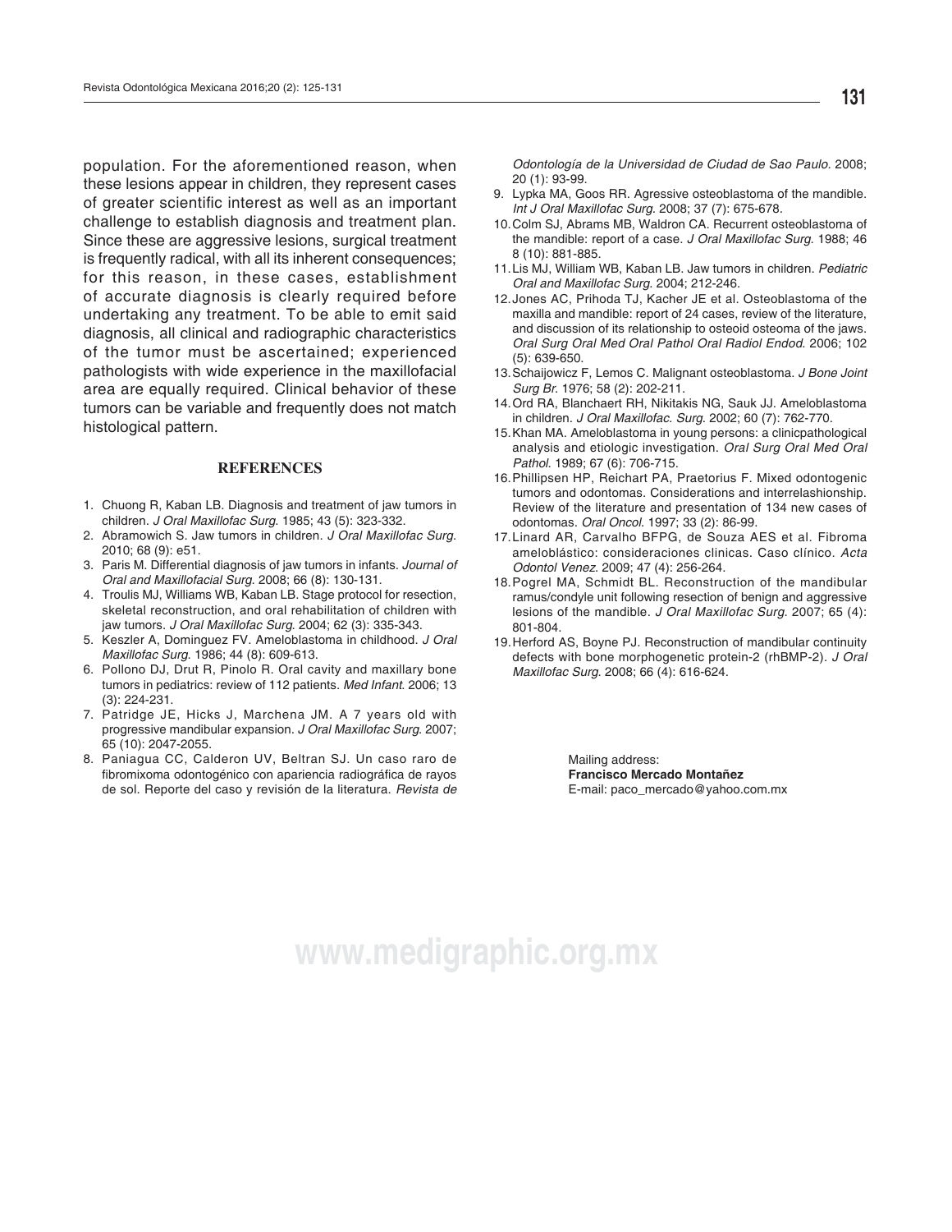population. For the aforementioned reason, when these lesions appear in children, they represent cases of greater scientific interest as well as an important challenge to establish diagnosis and treatment plan. Since these are aggressive lesions, surgical treatment is frequently radical, with all its inherent consequences; for this reason, in these cases, establishment of accurate diagnosis is clearly required before undertaking any treatment. To be able to emit said diagnosis, all clinical and radiographic characteristics of the tumor must be ascertained; experienced pathologists with wide experience in the maxillofacial area are equally required. Clinical behavior of these tumors can be variable and frequently does not match histological pattern.

## REFERENCES

1. Chuong R, Kaban LB. Diagnosis and treatment of jaw tumors in children. *J Oral Maxillofac Surg.* 1985; 43 (5): 323-332.
2. Abramowich S. Jaw tumors in children. *J Oral Maxillofac Surg.* 2010; 68 (9): e51.
3. Paris M. Differential diagnosis of jaw tumors in infants. *Journal of Oral and Maxillofacial Surg.* 2008; 66 (8): 130-131.
4. Troulis MJ, Williams WB, Kaban LB. Stage protocol for resection, skeletal reconstruction, and oral rehabilitation of children with jaw tumors. *J Oral Maxillofac Surg.* 2004; 62 (3): 335-343.
5. Keszler A, Dominguez FV. Ameloblastoma in childhood. *J Oral Maxillofac Surg.* 1986; 44 (8): 609-613.
6. Pollono DJ, Drut R, Pinolo R. Oral cavity and maxillary bone tumors in pediatrics: review of 112 patients. *Med Infant.* 2006; 13 (3): 224-231.
7. Patridge JE, Hicks J, Marchena JM. A 7 years old with progressive mandibular expansion. *J Oral Maxillofac Surg.* 2007; 65 (10): 2047-2055.
8. Paniagua CC, Calderon UV, Beltran SJ. Un caso raro de fibromixoma odontogénico con apariencia radiográfica de rayos de sol. Reporte del caso y revisión de la literatura. *Revista de Odontología de la Universidad de Ciudad de Sao Paulo.* 2008; 20 (1): 93-99.
9. Lypka MA, Goos RR. Agressive osteoblastoma of the mandible. *Int J Oral Maxillofac Surg.* 2008; 37 (7): 675-678.
10. Colm SJ, Abrams MB, Waldron CA. Recurrent osteoblastoma of the mandible: report of a case. *J Oral Maxillofac Surg.* 1988; 46 8 (10): 881-885.
11. Lis MJ, William WB, Kaban LB. Jaw tumors in children. *Pediatric Oral and Maxillofac Surg.* 2004; 212-246.
12. Jones AC, Prihoda TJ, Kacher JE et al. Osteoblastoma of the maxilla and mandible: report of 24 cases, review of the literature, and discussion of its relationship to osteoid osteoma of the jaws. *Oral Surg Oral Med Oral Pathol Oral Radiol Endod.* 2006; 102 (5): 639-650.
13. Schaijowicz F, Lemos C. Malignant osteoblastoma. *J Bone Joint Surg Br.* 1976; 58 (2): 202-211.
14. Ord RA, Blanchaert RH, Nikitakis NG, Sauk JJ. Ameloblastoma in children. *J Oral Maxillofac. Surg.* 2002; 60 (7): 762-770.
15. Khan MA. Ameloblastoma in young persons: a clinicpathological analysis and etiologic investigation. *Oral Surg Oral Med Oral Pathol.* 1989; 67 (6): 706-715.
16. Phillipsen HP, Reichart PA, Praetorius F. Mixed odontogenic tumors and odontomas. Considerations and interrelashionship. Review of the literature and presentation of 134 new cases of odontomas. *Oral Oncol.* 1997; 33 (2): 86-99.
17. Linard AR, Carvalho BFPG, de Souza AES et al. Fibroma ameloblástico: consideraciones clinicas. Caso clínico. *Acta Odontol Venez.* 2009; 47 (4): 256-264.
18. Pogrel MA, Schmidt BL. Reconstruction of the mandibular ramus/condyle unit following resection of benign and aggressive lesions of the mandible. *J Oral Maxillofac Surg.* 2007; 65 (4): 801-804.
19. Herford AS, Boyne PJ. Reconstruction of mandibular continuity defects with bone morphogenetic protein-2 (rhBMP-2). *J Oral Maxillofac Surg.* 2008; 66 (4): 616-624.

Mailing address:
**Francisco Mercado Montañez**
E-mail: paco_mercado@yahoo.com.mx